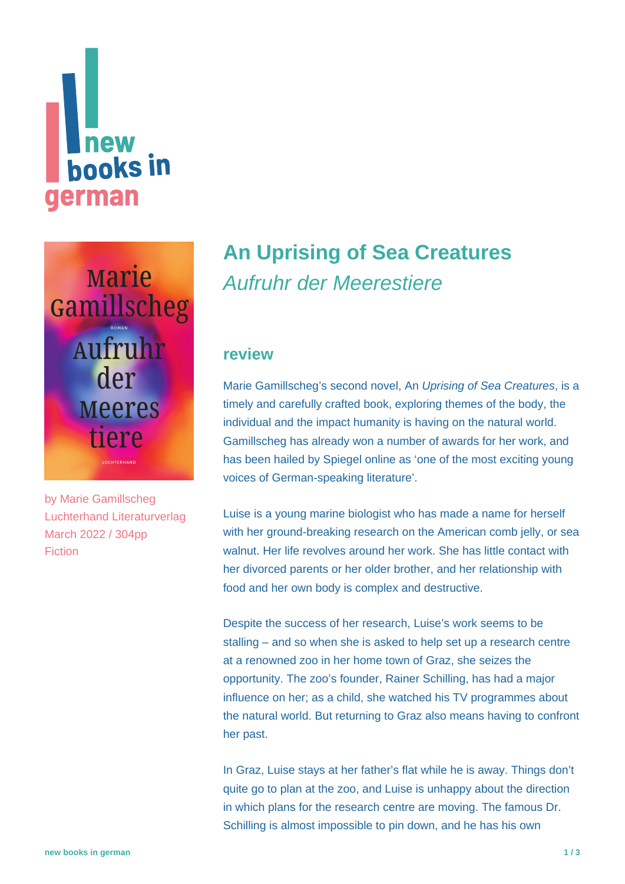# An Uprising of Sea Creatures

*Aufruhr der Meerestiere*

by Marie Gamillscheg
Luchterhand Literaturverlag
March 2022 / 304pp
Fiction

## review

Marie Gamillscheg's second novel, An *Uprising of Sea Creatures*, is a timely and carefully crafted book, exploring themes of the body, the individual and the impact humanity is having on the natural world. Gamillscheg has already won a number of awards for her work, and has been hailed by Spiegel online as 'one of the most exciting young voices of German-speaking literature'.

Luise is a young marine biologist who has made a name for herself with her ground-breaking research on the American comb jelly, or sea walnut. Her life revolves around her work. She has little contact with her divorced parents or her older brother, and her relationship with food and her own body is complex and destructive.

Despite the success of her research, Luise's work seems to be stalling – and so when she is asked to help set up a research centre at a renowned zoo in her home town of Graz, she seizes the opportunity. The zoo's founder, Rainer Schilling, has had a major influence on her; as a child, she watched his TV programmes about the natural world. But returning to Graz also means having to confront her past.

In Graz, Luise stays at her father's flat while he is away. Things don't quite go to plan at the zoo, and Luise is unhappy about the direction in which plans for the research centre are moving. The famous Dr. Schilling is almost impossible to pin down, and he has his own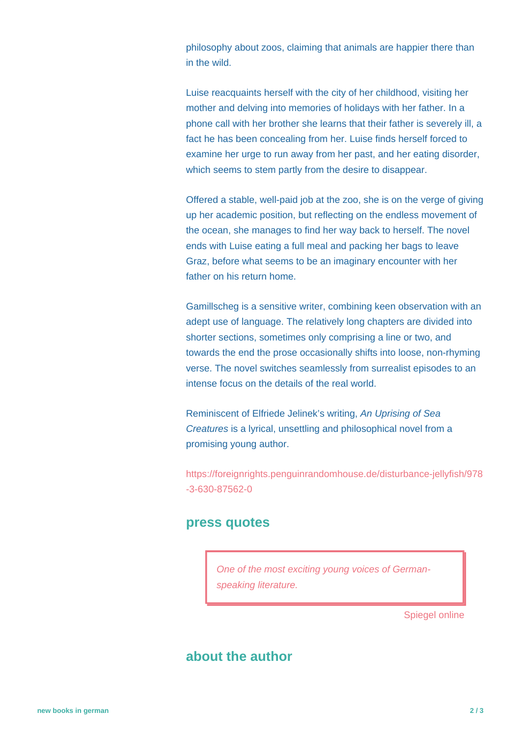philosophy about zoos, claiming that animals are happier there than in the wild.

Luise reacquaints herself with the city of her childhood, visiting her mother and delving into memories of holidays with her father. In a phone call with her brother she learns that their father is severely ill, a fact he has been concealing from her. Luise finds herself forced to examine her urge to run away from her past, and her eating disorder, which seems to stem partly from the desire to disappear.

Offered a stable, well-paid job at the zoo, she is on the verge of giving up her academic position, but reflecting on the endless movement of the ocean, she manages to find her way back to herself. The novel ends with Luise eating a full meal and packing her bags to leave Graz, before what seems to be an imaginary encounter with her father on his return home.

Gamillscheg is a sensitive writer, combining keen observation with an adept use of language. The relatively long chapters are divided into shorter sections, sometimes only comprising a line or two, and towards the end the prose occasionally shifts into loose, non-rhyming verse. The novel switches seamlessly from surrealist episodes to an intense focus on the details of the real world.

Reminiscent of Elfriede Jelinek's writing, *An Uprising of Sea Creatures* is a lyrical, unsettling and philosophical novel from a promising young author.

https://foreignrights.penguinrandomhouse.de/disturbance-jellyfish/978-3-630-87562-0

## press quotes

> *One of the most exciting young voices of German-speaking literature.*

Spiegel online

## about the author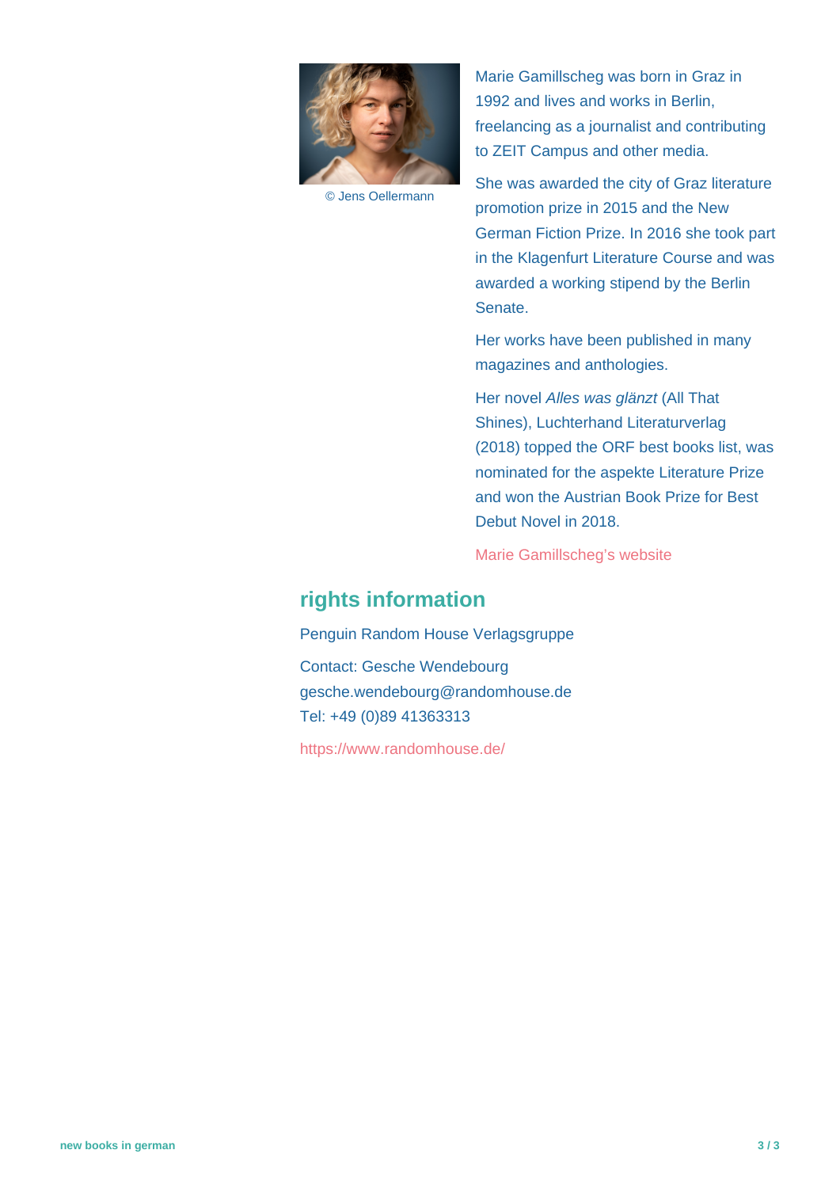© Jens Oellermann

Marie Gamillscheg was born in Graz in 1992 and lives and works in Berlin, freelancing as a journalist and contributing to ZEIT Campus and other media.

She was awarded the city of Graz literature promotion prize in 2015 and the New German Fiction Prize. In 2016 she took part in the Klagenfurt Literature Course and was awarded a working stipend by the Berlin Senate.

Her works have been published in many magazines and anthologies.

Her novel *Alles was glänzt* (All That Shines), Luchterhand Literaturverlag (2018) topped the ORF best books list, was nominated for the aspekte Literature Prize and won the Austrian Book Prize for Best Debut Novel in 2018.

Marie Gamillscheg's website

## rights information

Penguin Random House Verlagsgruppe

Contact: Gesche Wendebourg
gesche.wendebourg@randomhouse.de
Tel: +49 (0)89 41363313

https://www.randomhouse.de/